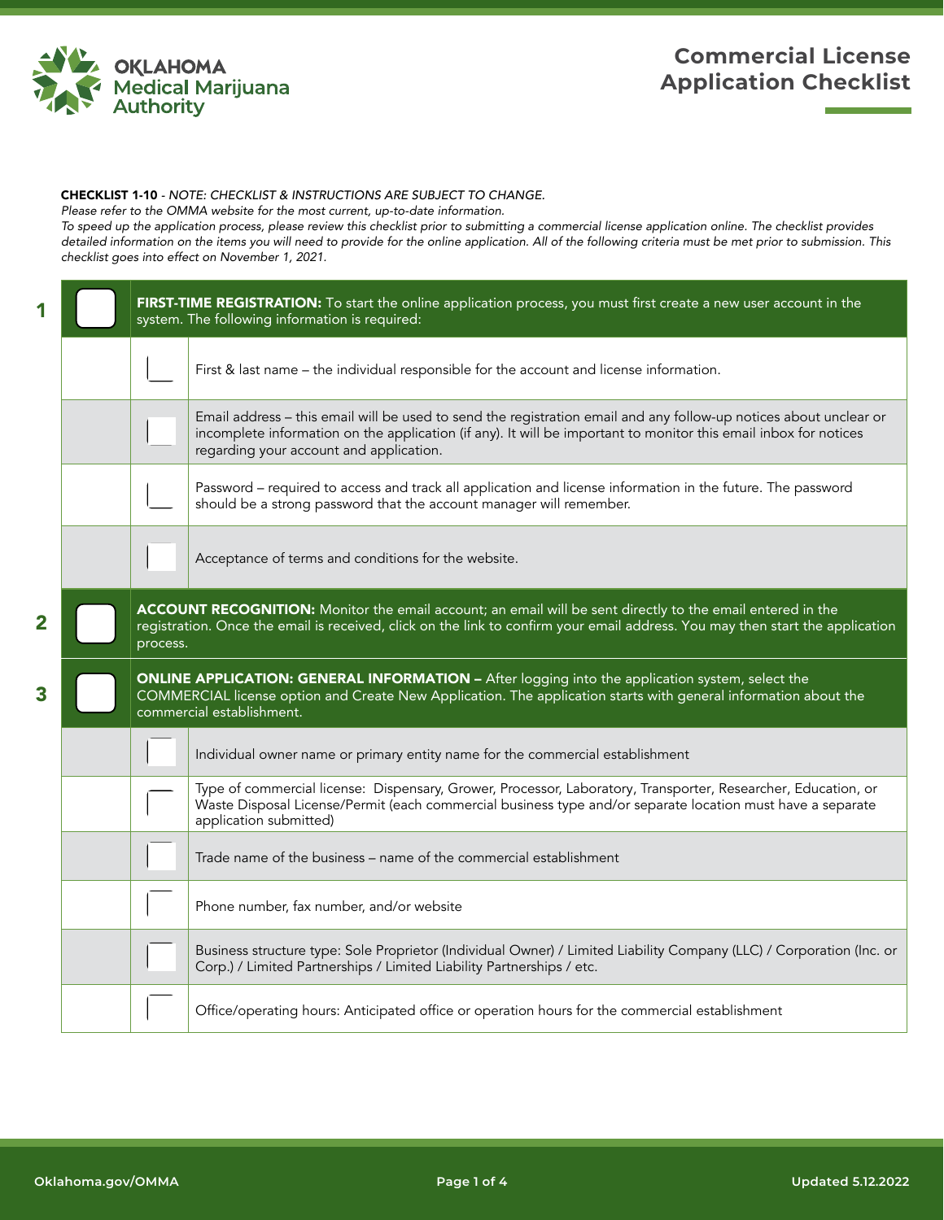# Commercial License Application Checklist

Oklahoma Medical Marijuana Authority

**CHECKLIST 1-10** - *NOTE: CHECKLIST & INSTRUCTIONS ARE SUBJECT TO CHANGE.*

*Please refer to the OMMA website for the most current, up-to-date information.*

*To speed up the application process, please review this checklist prior to submitting a commercial license application online. The checklist provides detailed information on the items you will need to provide for the online application. All of the following criteria must be met prior to submission. This checklist goes into effect on November 1, 2021.*

## 1 ☐ FIRST-TIME REGISTRATION

**FIRST-TIME REGISTRATION:** To start the online application process, you must first create a new user account in the system. The following information is required:

- ☐ First & last name – the individual responsible for the account and license information.
- ☐ Email address – this email will be used to send the registration email and any follow-up notices about unclear or incomplete information on the application (if any). It will be important to monitor this email inbox for notices regarding your account and application.
- ☐ Password – required to access and track all application and license information in the future. The password should be a strong password that the account manager will remember.
- ☐ Acceptance of terms and conditions for the website.

## 2 ☐ ACCOUNT RECOGNITION

**ACCOUNT RECOGNITION:** Monitor the email account; an email will be sent directly to the email entered in the registration. Once the email is received, click on the link to confirm your email address. You may then start the application process.

## 3 ☐ ONLINE APPLICATION: GENERAL INFORMATION

**ONLINE APPLICATION: GENERAL INFORMATION –** After logging into the application system, select the COMMERCIAL license option and Create New Application. The application starts with general information about the commercial establishment.

- ☐ Individual owner name or primary entity name for the commercial establishment
- ☐ Type of commercial license: Dispensary, Grower, Processor, Laboratory, Transporter, Researcher, Education, or Waste Disposal License/Permit (each commercial business type and/or separate location must have a separate application submitted)
- ☐ Trade name of the business – name of the commercial establishment
- ☐ Phone number, fax number, and/or website
- ☐ Business structure type: Sole Proprietor (Individual Owner) / Limited Liability Company (LLC) / Corporation (Inc. or Corp.) / Limited Partnerships / Limited Liability Partnerships / etc.
- ☐ Office/operating hours: Anticipated office or operation hours for the commercial establishment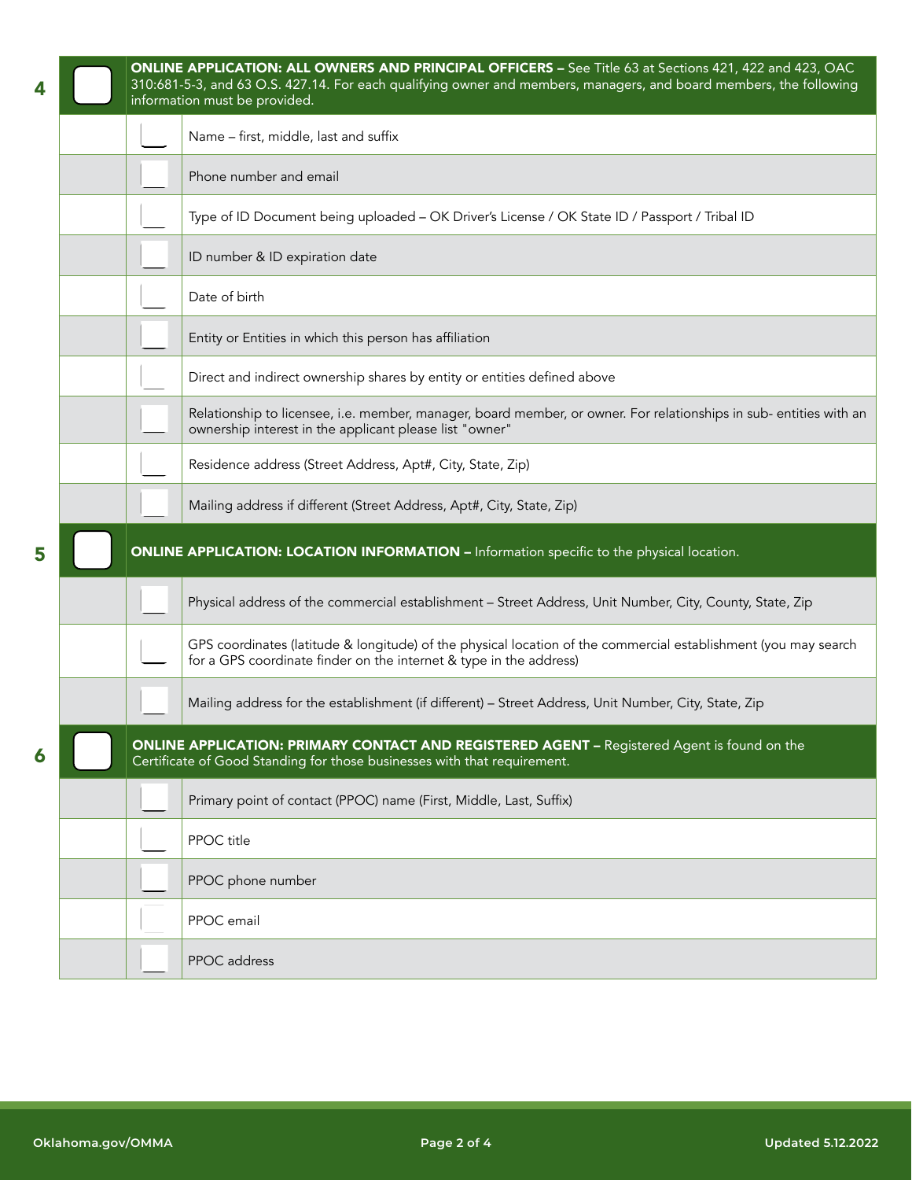**4** ☐ **ONLINE APPLICATION: ALL OWNERS AND PRINCIPAL OFFICERS –** See Title 63 at Sections 421, 422 and 423, OAC 310:681-5-3, and 63 O.S. 427.14. For each qualifying owner and members, managers, and board members, the following information must be provided.

- ☐ Name – first, middle, last and suffix
- ☐ Phone number and email
- ☐ Type of ID Document being uploaded – OK Driver's License / OK State ID / Passport / Tribal ID
- ☐ ID number & ID expiration date
- ☐ Date of birth
- ☐ Entity or Entities in which this person has affiliation
- ☐ Direct and indirect ownership shares by entity or entities defined above
- ☐ Relationship to licensee, i.e. member, manager, board member, or owner. For relationships in sub- entities with an ownership interest in the applicant please list "owner"
- ☐ Residence address (Street Address, Apt#, City, State, Zip)
- ☐ Mailing address if different (Street Address, Apt#, City, State, Zip)

**5** ☐ **ONLINE APPLICATION: LOCATION INFORMATION –** Information specific to the physical location.

- ☐ Physical address of the commercial establishment – Street Address, Unit Number, City, County, State, Zip
- ☐ GPS coordinates (latitude & longitude) of the physical location of the commercial establishment (you may search for a GPS coordinate finder on the internet & type in the address)
- ☐ Mailing address for the establishment (if different) – Street Address, Unit Number, City, State, Zip

**6** ☐ **ONLINE APPLICATION: PRIMARY CONTACT AND REGISTERED AGENT –** Registered Agent is found on the Certificate of Good Standing for those businesses with that requirement.

- ☐ Primary point of contact (PPOC) name (First, Middle, Last, Suffix)
- ☐ PPOC title
- ☐ PPOC phone number
- ☐ PPOC email
- ☐ PPOC address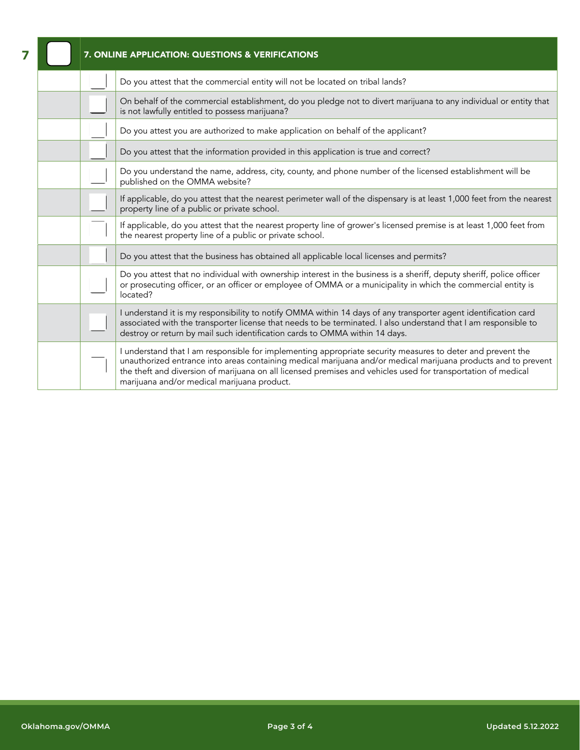## 7. ONLINE APPLICATION: QUESTIONS & VERIFICATIONS

| | | |
|---|---|---|
| | | Do you attest that the commercial entity will not be located on tribal lands? |
| | | On behalf of the commercial establishment, do you pledge not to divert marijuana to any individual or entity that is not lawfully entitled to possess marijuana? |
| | | Do you attest you are authorized to make application on behalf of the applicant? |
| | | Do you attest that the information provided in this application is true and correct? |
| | | Do you understand the name, address, city, county, and phone number of the licensed establishment will be published on the OMMA website? |
| | | If applicable, do you attest that the nearest perimeter wall of the dispensary is at least 1,000 feet from the nearest property line of a public or private school. |
| | | If applicable, do you attest that the nearest property line of grower's licensed premise is at least 1,000 feet from the nearest property line of a public or private school. |
| | | Do you attest that the business has obtained all applicable local licenses and permits? |
| | | Do you attest that no individual with ownership interest in the business is a sheriff, deputy sheriff, police officer or prosecuting officer, or an officer or employee of OMMA or a municipality in which the commercial entity is located? |
| | | I understand it is my responsibility to notify OMMA within 14 days of any transporter agent identification card associated with the transporter license that needs to be terminated. I also understand that I am responsible to destroy or return by mail such identification cards to OMMA within 14 days. |
| | | I understand that I am responsible for implementing appropriate security measures to deter and prevent the unauthorized entrance into areas containing medical marijuana and/or medical marijuana products and to prevent the theft and diversion of marijuana on all licensed premises and vehicles used for transportation of medical marijuana and/or medical marijuana product. |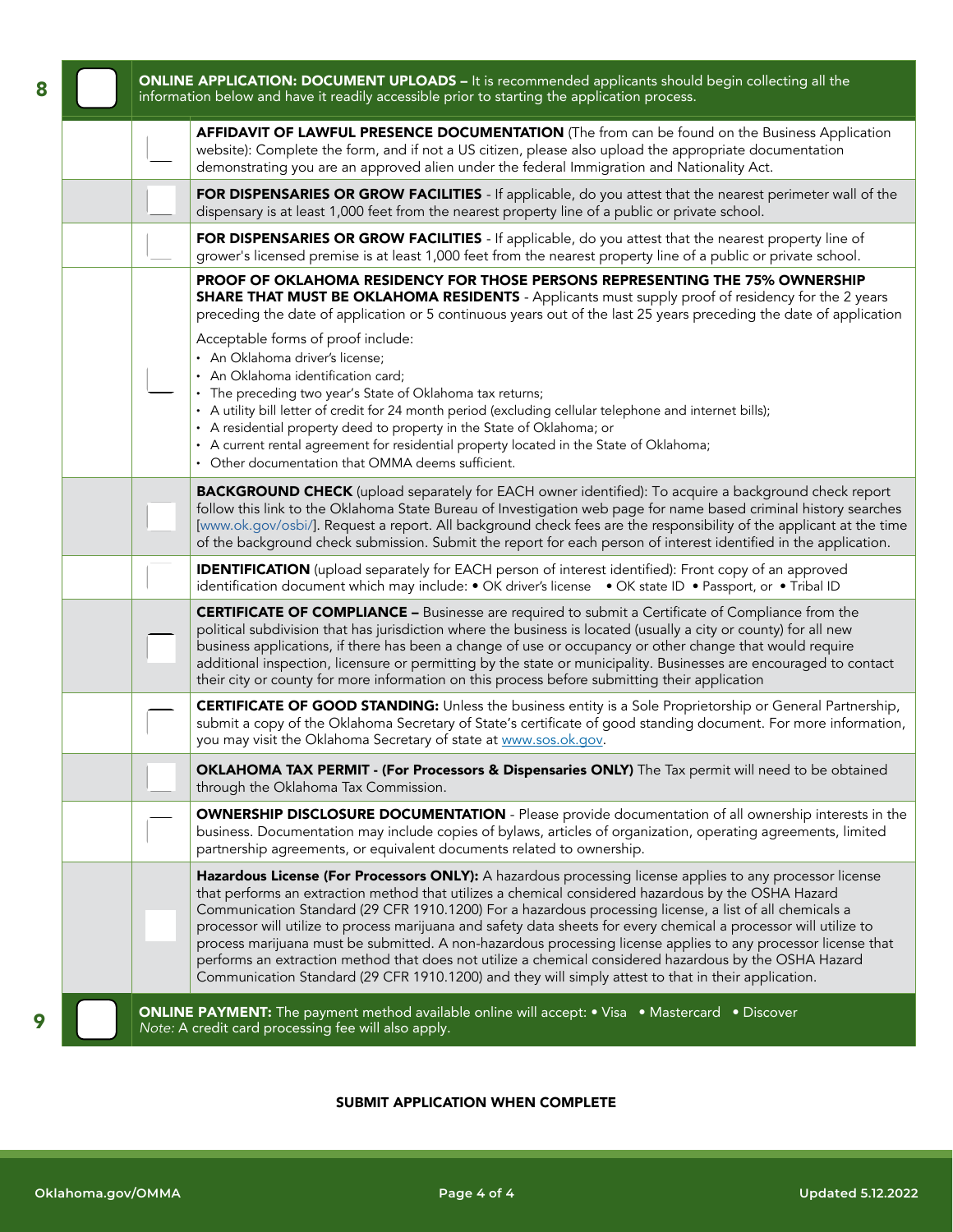**8** ☐ **ONLINE APPLICATION: DOCUMENT UPLOADS –** It is recommended applicants should begin collecting all the information below and have it readily accessible prior to starting the application process.

| | | |
|---|---|---|
| | ☐ | **AFFIDAVIT OF LAWFUL PRESENCE DOCUMENTATION** (The from can be found on the Business Application website): Complete the form, and if not a US citizen, please also upload the appropriate documentation demonstrating you are an approved alien under the federal Immigration and Nationality Act. |
| | ☐ | **FOR DISPENSARIES OR GROW FACILITIES** - If applicable, do you attest that the nearest perimeter wall of the dispensary is at least 1,000 feet from the nearest property line of a public or private school. |
| | ☐ | **FOR DISPENSARIES OR GROW FACILITIES** - If applicable, do you attest that the nearest property line of grower's licensed premise is at least 1,000 feet from the nearest property line of a public or private school. |
| | ☐ | **PROOF OF OKLAHOMA RESIDENCY FOR THOSE PERSONS REPRESENTING THE 75% OWNERSHIP SHARE THAT MUST BE OKLAHOMA RESIDENTS** - Applicants must supply proof of residency for the 2 years preceding the date of application or 5 continuous years out of the last 25 years preceding the date of application<br><br>Acceptable forms of proof include:<br>• An Oklahoma driver's license;<br>• An Oklahoma identification card;<br>• The preceding two year's State of Oklahoma tax returns;<br>• A utility bill letter of credit for 24 month period (excluding cellular telephone and internet bills);<br>• A residential property deed to property in the State of Oklahoma; or<br>• A current rental agreement for residential property located in the State of Oklahoma;<br>• Other documentation that OMMA deems sufficient. |
| | ☐ | **BACKGROUND CHECK** (upload separately for EACH owner identified): To acquire a background check report follow this link to the Oklahoma State Bureau of Investigation web page for name based criminal history searches [www.ok.gov/osbi/]. Request a report. All background check fees are the responsibility of the applicant at the time of the background check submission. Submit the report for each person of interest identified in the application. |
| | ☐ | **IDENTIFICATION** (upload separately for EACH person of interest identified): Front copy of an approved identification document which may include: • OK driver's license • OK state ID • Passport, or • Tribal ID |
| | ☐ | **CERTIFICATE OF COMPLIANCE –** Businesse are required to submit a Certificate of Compliance from the political subdivision that has jurisdiction where the business is located (usually a city or county) for all new business applications, if there has been a change of use or occupancy or other change that would require additional inspection, licensure or permitting by the state or municipality. Businesses are encouraged to contact their city or county for more information on this process before submitting their application |
| | ☐ | **CERTIFICATE OF GOOD STANDING:** Unless the business entity is a Sole Proprietorship or General Partnership, submit a copy of the Oklahoma Secretary of State's certificate of good standing document. For more information, you may visit the Oklahoma Secretary of state at www.sos.ok.gov. |
| | ☐ | **OKLAHOMA TAX PERMIT - (For Processors & Dispensaries ONLY)** The Tax permit will need to be obtained through the Oklahoma Tax Commission. |
| | ☐ | **OWNERSHIP DISCLOSURE DOCUMENTATION** - Please provide documentation of all ownership interests in the business. Documentation may include copies of bylaws, articles of organization, operating agreements, limited partnership agreements, or equivalent documents related to ownership. |
| | ☐ | **Hazardous License (For Processors ONLY):** A hazardous processing license applies to any processor license that performs an extraction method that utilizes a chemical considered hazardous by the OSHA Hazard Communication Standard (29 CFR 1910.1200) For a hazardous processing license, a list of all chemicals a processor will utilize to process marijuana and safety data sheets for every chemical a processor will utilize to process marijuana must be submitted. A non-hazardous processing license applies to any processor license that performs an extraction method that does not utilize a chemical considered hazardous by the OSHA Hazard Communication Standard (29 CFR 1910.1200) and they will simply attest to that in their application. |

**9** ☐ **ONLINE PAYMENT:** The payment method available online will accept: • Visa • Mastercard • Discover
*Note:* A credit card processing fee will also apply.

**SUBMIT APPLICATION WHEN COMPLETE**